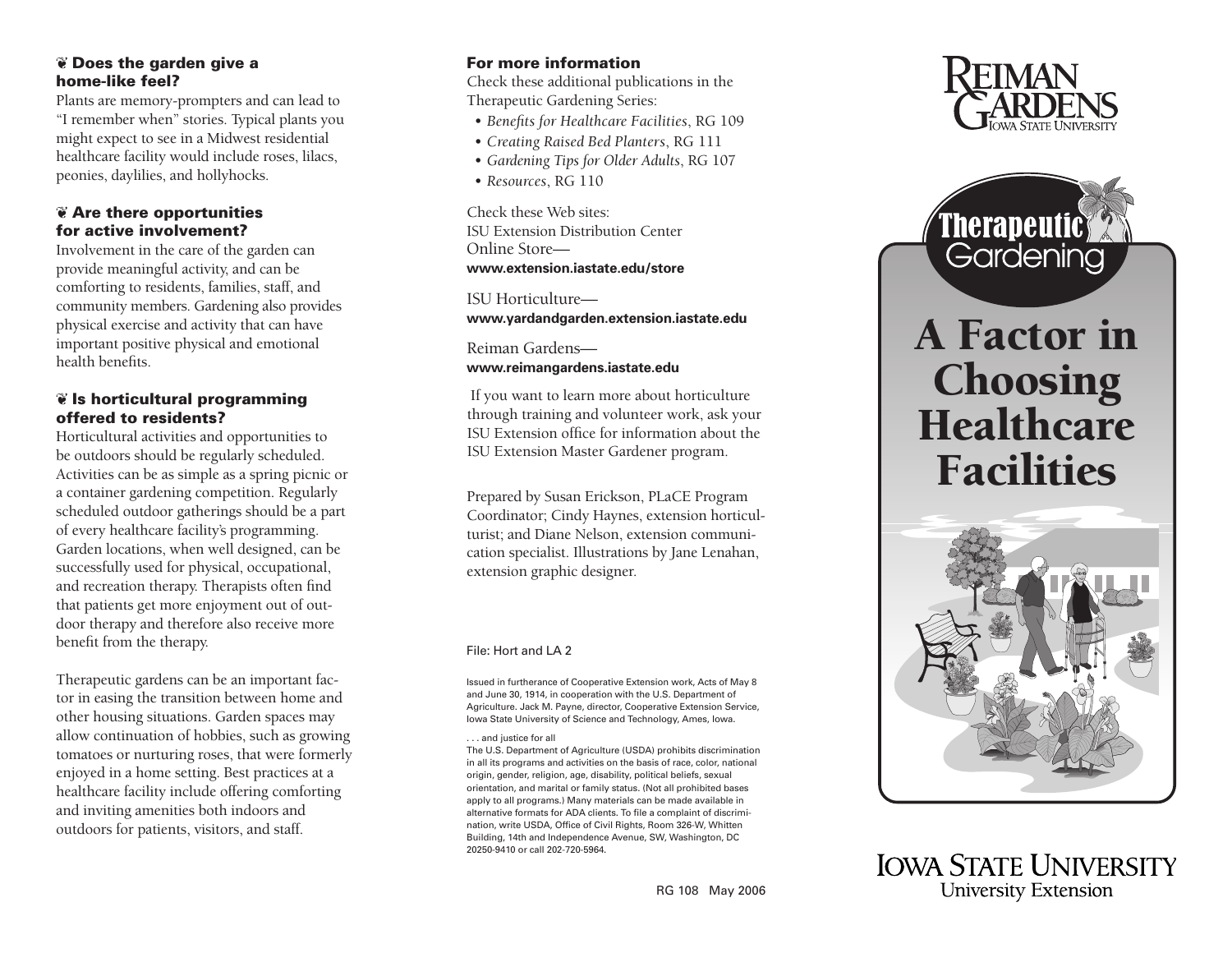### ❦ Does the garden give a home-like feel?

Plants are memory-prompters and can lead to "I remember when" stories. Typical plants you might expect to see in a Midwest residential healthcare facility would include roses, lilacs, peonies, daylilies, and hollyhocks.

### ❦ Are there opportunities for active involvement?

Involvement in the care of the garden can provide meaningful activity, and can be comforting to residents, families, staff, and community members. Gardening also provides physical exercise and activity that can have important positive physical and emotional health benefits.

### ❦ Is horticultural programming offered to residents?

Horticultural activities and opportunities to be outdoors should be regularly scheduled. Activities can be as simple as a spring picnic or a container gardening competition. Regularly scheduled outdoor gatherings should be a part of every healthcare facility's programming. Garden locations, when well designed, can be successfully used for physical, occupational, and recreation therapy. Therapists often find that patients get more enjoyment out of outdoor therapy and therefore also receive more benefit from the therapy.

Therapeutic gardens can be an important factor in easing the transition between home and other housing situations. Garden spaces may allow continuation of hobbies, such as growing tomatoes or nurturing roses, that were formerly enjoyed in a home setting. Best practices at a healthcare facility include offering comforting and inviting amenities both indoors and outdoors for patients, visitors, and staff.

### For more information

Check these additional publications in the Therapeutic Gardening Series:

- *Benefits for Healthcare Facilities*, RG 109
- *Creating Raised Bed Planters*, RG 111
- *Gardening Tips for Older Adults*, RG 107
- *Resources*, RG 110

Check these Web sites:
ISU Extension Distribution Center Online Store—
**www.extension.iastate.edu/store**

ISU Horticulture—
**www.yardandgarden.extension.iastate.edu**

Reiman Gardens—
**www.reimangardens.iastate.edu**

If you want to learn more about horticulture through training and volunteer work, ask your ISU Extension office for information about the ISU Extension Master Gardener program.

Prepared by Susan Erickson, PLaCE Program Coordinator; Cindy Haynes, extension horticulturist; and Diane Nelson, extension communication specialist. Illustrations by Jane Lenahan, extension graphic designer.

File: Hort and LA 2

Issued in furtherance of Cooperative Extension work, Acts of May 8 and June 30, 1914, in cooperation with the U.S. Department of Agriculture. Jack M. Payne, director, Cooperative Extension Service, Iowa State University of Science and Technology, Ames, Iowa.

. . . and justice for all
The U.S. Department of Agriculture (USDA) prohibits discrimination in all its programs and activities on the basis of race, color, national origin, gender, religion, age, disability, political beliefs, sexual orientation, and marital or family status. (Not all prohibited bases apply to all programs.) Many materials can be made available in alternative formats for ADA clients. To file a complaint of discrimination, write USDA, Office of Civil Rights, Room 326-W, Whitten Building, 14th and Independence Avenue, SW, Washington, DC 20250-9410 or call 202-720-5964.

RG 108 May 2006

Reiman Gardens
Iowa State University

Therapeutic Gardening

# A Factor in Choosing Healthcare Facilities

Iowa State University
University Extension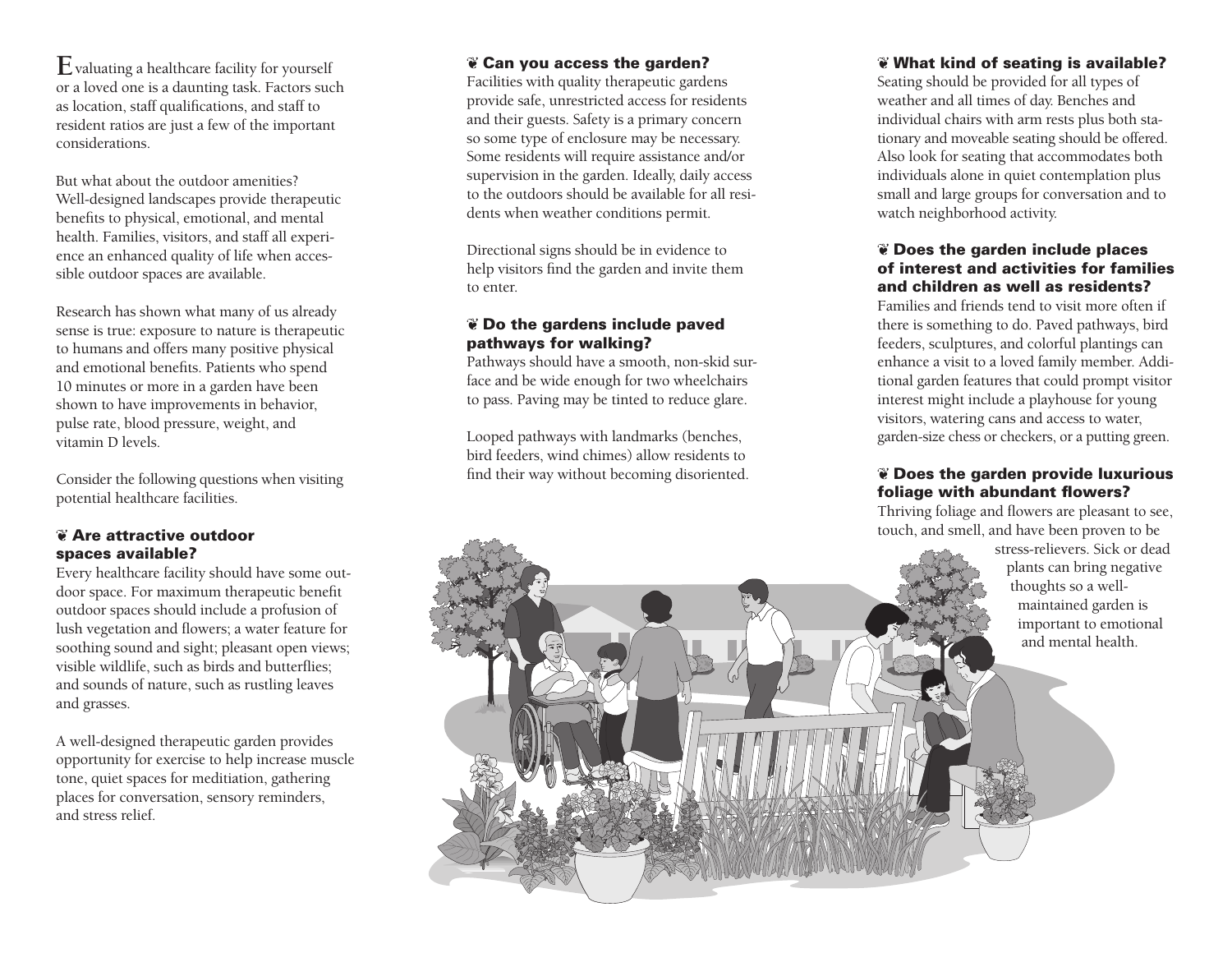Evaluating a healthcare facility for yourself or a loved one is a daunting task. Factors such as location, staff qualifications, and staff to resident ratios are just a few of the important considerations.

But what about the outdoor amenities? Well-designed landscapes provide therapeutic benefits to physical, emotional, and mental health. Families, visitors, and staff all experience an enhanced quality of life when accessible outdoor spaces are available.

Research has shown what many of us already sense is true: exposure to nature is therapeutic to humans and offers many positive physical and emotional benefits. Patients who spend 10 minutes or more in a garden have been shown to have improvements in behavior, pulse rate, blood pressure, weight, and vitamin D levels.

Consider the following questions when visiting potential healthcare facilities.

### ❦ Are attractive outdoor spaces available?

Every healthcare facility should have some outdoor space. For maximum therapeutic benefit outdoor spaces should include a profusion of lush vegetation and flowers; a water feature for soothing sound and sight; pleasant open views; visible wildlife, such as birds and butterflies; and sounds of nature, such as rustling leaves and grasses.

A well-designed therapeutic garden provides opportunity for exercise to help increase muscle tone, quiet spaces for meditiation, gathering places for conversation, sensory reminders, and stress relief.

### ❦ Can you access the garden?

Facilities with quality therapeutic gardens provide safe, unrestricted access for residents and their guests. Safety is a primary concern so some type of enclosure may be necessary. Some residents will require assistance and/or supervision in the garden. Ideally, daily access to the outdoors should be available for all residents when weather conditions permit.

Directional signs should be in evidence to help visitors find the garden and invite them to enter.

### ❦ Do the gardens include paved pathways for walking?

Pathways should have a smooth, non-skid surface and be wide enough for two wheelchairs to pass. Paving may be tinted to reduce glare.

Looped pathways with landmarks (benches, bird feeders, wind chimes) allow residents to find their way without becoming disoriented.

### ❦ What kind of seating is available?

Seating should be provided for all types of weather and all times of day. Benches and individual chairs with arm rests plus both stationary and moveable seating should be offered. Also look for seating that accommodates both individuals alone in quiet contemplation plus small and large groups for conversation and to watch neighborhood activity.

### ❦ Does the garden include places of interest and activities for families and children as well as residents?

Families and friends tend to visit more often if there is something to do. Paved pathways, bird feeders, sculptures, and colorful plantings can enhance a visit to a loved family member. Additional garden features that could prompt visitor interest might include a playhouse for young visitors, watering cans and access to water, garden-size chess or checkers, or a putting green.

### ❦ Does the garden provide luxurious foliage with abundant flowers?

Thriving foliage and flowers are pleasant to see, touch, and smell, and have been proven to be stress-relievers. Sick or dead plants can bring negative thoughts so a well-maintained garden is important to emotional and mental health.